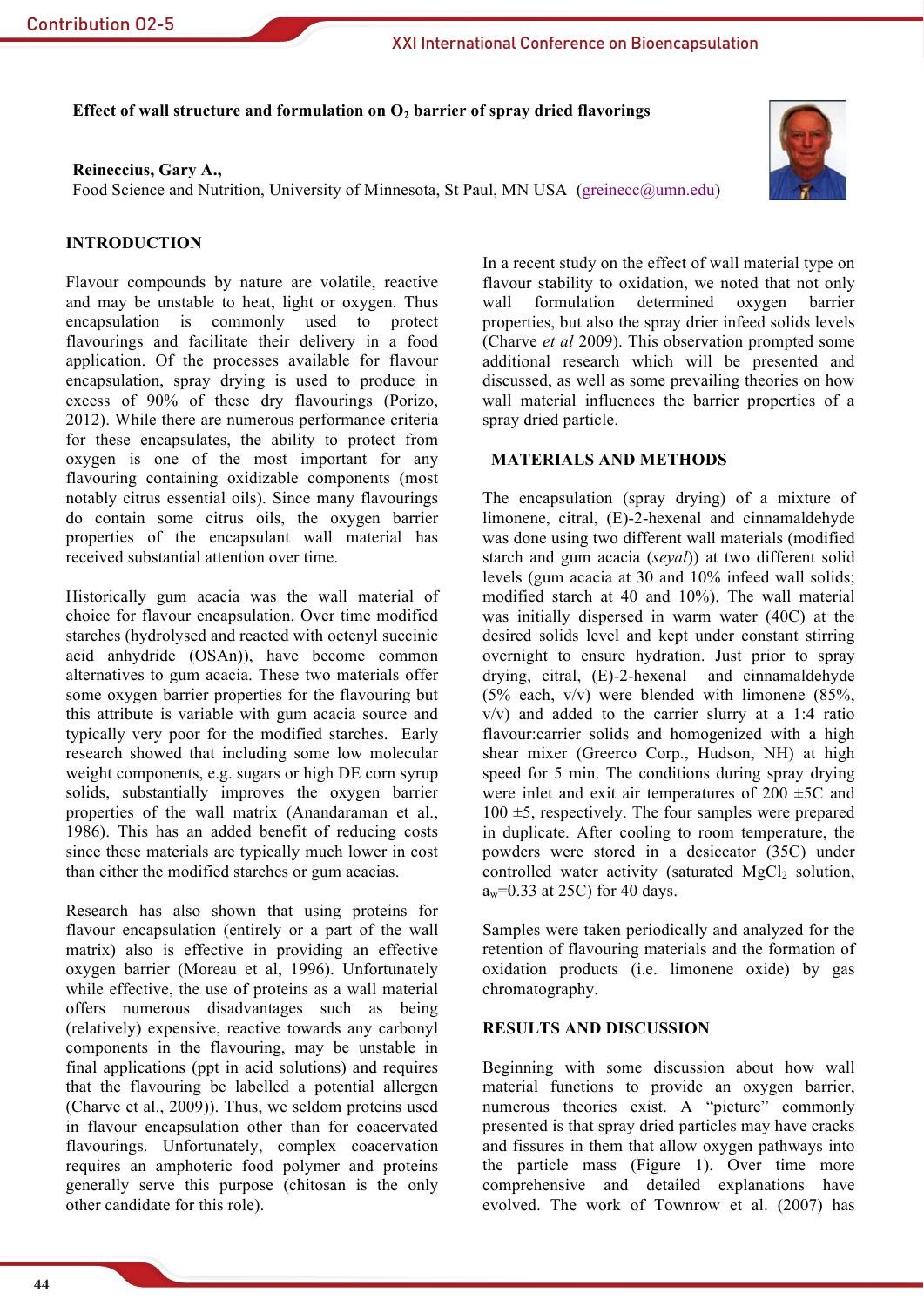**Effect of wall structure and formulation on $O_2$ barrier of spray dried flavorings**

**Reineccius, Gary A.,**
Food Science and Nutrition, University of Minnesota, St Paul, MN USA (greinecc@umn.edu)

## INTRODUCTION

Flavour compounds by nature are volatile, reactive and may be unstable to heat, light or oxygen. Thus encapsulation is commonly used to protect flavourings and facilitate their delivery in a food application. Of the processes available for flavour encapsulation, spray drying is used to produce in excess of 90% of these dry flavourings (Porizo, 2012). While there are numerous performance criteria for these encapsulates, the ability to protect from oxygen is one of the most important for any flavouring containing oxidizable components (most notably citrus essential oils). Since many flavourings do contain some citrus oils, the oxygen barrier properties of the encapsulant wall material has received substantial attention over time.

Historically gum acacia was the wall material of choice for flavour encapsulation. Over time modified starches (hydrolysed and reacted with octenyl succinic acid anhydride (OSAn)), have become common alternatives to gum acacia. These two materials offer some oxygen barrier properties for the flavouring but this attribute is variable with gum acacia source and typically very poor for the modified starches. Early research showed that including some low molecular weight components, e.g. sugars or high DE corn syrup solids, substantially improves the oxygen barrier properties of the wall matrix (Anandaraman et al., 1986). This has an added benefit of reducing costs since these materials are typically much lower in cost than either the modified starches or gum acacias.

Research has also shown that using proteins for flavour encapsulation (entirely or a part of the wall matrix) also is effective in providing an effective oxygen barrier (Moreau et al, 1996). Unfortunately while effective, the use of proteins as a wall material offers numerous disadvantages such as being (relatively) expensive, reactive towards any carbonyl components in the flavouring, may be unstable in final applications (ppt in acid solutions) and requires that the flavouring be labelled a potential allergen (Charve et al., 2009)). Thus, we seldom proteins used in flavour encapsulation other than for coacervated flavourings. Unfortunately, complex coacervation requires an amphoteric food polymer and proteins generally serve this purpose (chitosan is the only other candidate for this role).

In a recent study on the effect of wall material type on flavour stability to oxidation, we noted that not only wall formulation determined oxygen barrier properties, but also the spray drier infeed solids levels (Charve *et al* 2009). This observation prompted some additional research which will be presented and discussed, as well as some prevailing theories on how wall material influences the barrier properties of a spray dried particle.

## MATERIALS AND METHODS

The encapsulation (spray drying) of a mixture of limonene, citral, (E)-2-hexenal and cinnamaldehyde was done using two different wall materials (modified starch and gum acacia (*seyal*)) at two different solid levels (gum acacia at 30 and 10% infeed wall solids; modified starch at 40 and 10%). The wall material was initially dispersed in warm water (40C) at the desired solids level and kept under constant stirring overnight to ensure hydration. Just prior to spray drying, citral, (E)-2-hexenal and cinnamaldehyde (5% each, v/v) were blended with limonene (85%, v/v) and added to the carrier slurry at a 1:4 ratio flavour:carrier solids and homogenized with a high shear mixer (Greerco Corp., Hudson, NH) at high speed for 5 min. The conditions during spray drying were inlet and exit air temperatures of 200 ±5C and 100 ±5, respectively. The four samples were prepared in duplicate. After cooling to room temperature, the powders were stored in a desiccator (35C) under controlled water activity (saturated $MgCl_2$ solution, $a_w$=0.33 at 25C) for 40 days.

Samples were taken periodically and analyzed for the retention of flavouring materials and the formation of oxidation products (i.e. limonene oxide) by gas chromatography.

## RESULTS AND DISCUSSION

Beginning with some discussion about how wall material functions to provide an oxygen barrier, numerous theories exist. A "picture" commonly presented is that spray dried particles may have cracks and fissures in them that allow oxygen pathways into the particle mass (Figure 1). Over time more comprehensive and detailed explanations have evolved. The work of Townrow et al. (2007) has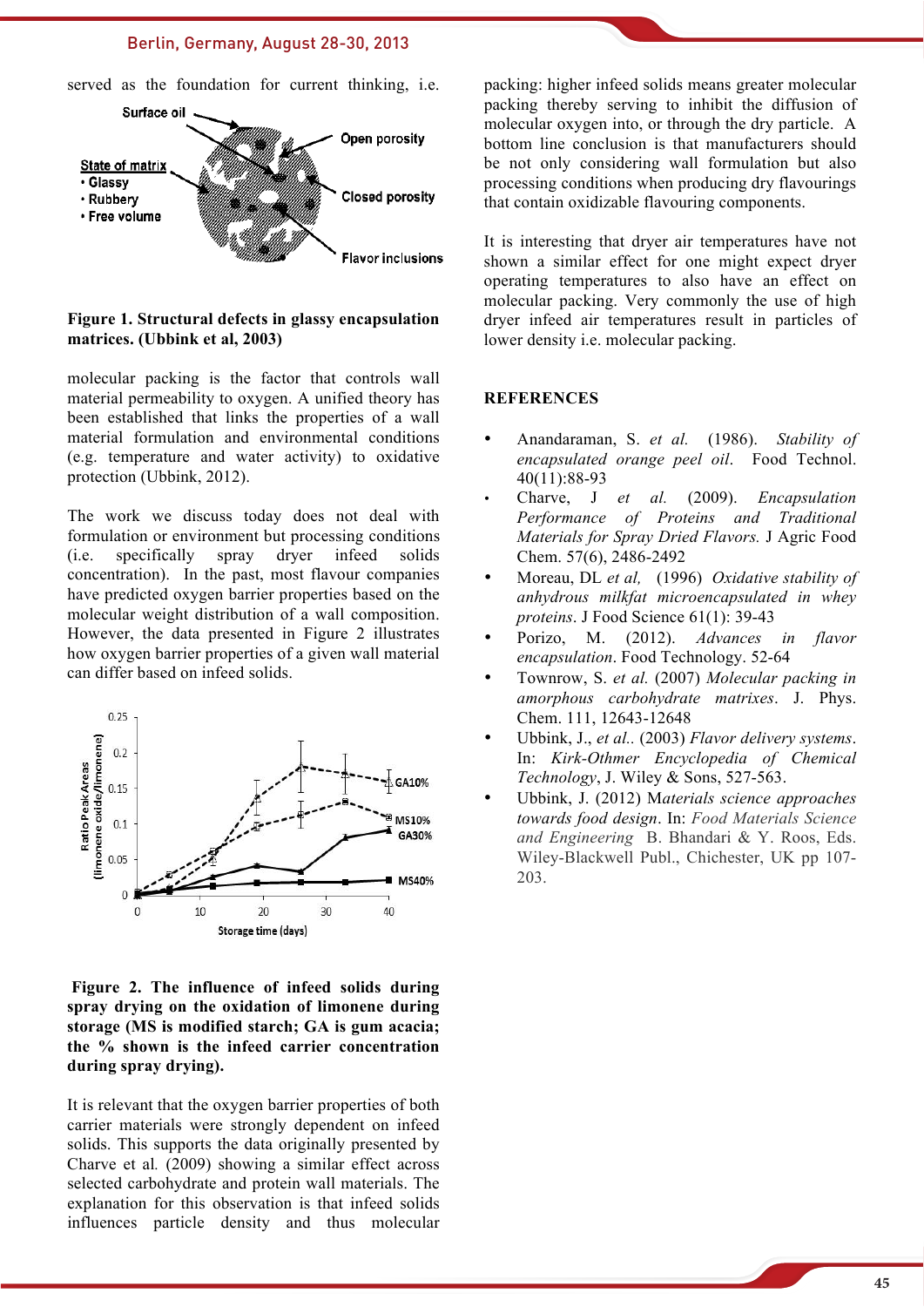served as the foundation for current thinking, i.e.

Surface oil

State of matrix
• Glassy
• Rubbery
• Free volume

Open porosity

Closed porosity

Flavor inclusions

**Figure 1. Structural defects in glassy encapsulation matrices. (Ubbink et al, 2003)**

molecular packing is the factor that controls wall material permeability to oxygen. A unified theory has been established that links the properties of a wall material formulation and environmental conditions (e.g. temperature and water activity) to oxidative protection (Ubbink, 2012).

The work we discuss today does not deal with formulation or environment but processing conditions (i.e. specifically spray dryer infeed solids concentration). In the past, most flavour companies have predicted oxygen barrier properties based on the molecular weight distribution of a wall composition. However, the data presented in Figure 2 illustrates how oxygen barrier properties of a given wall material can differ based on infeed solids.

Ratio Peak Areas (limonene oxide/limonene)

0.25
0.2
0.15
0.1
0.05
0

0
10
20
30
40

Storage time (days)

GA10%
MS10%
GA30%
MS40%

**Figure 2. The influence of infeed solids during spray drying on the oxidation of limonene during storage (MS is modified starch; GA is gum acacia; the % shown is the infeed carrier concentration during spray drying).**

It is relevant that the oxygen barrier properties of both carrier materials were strongly dependent on infeed solids. This supports the data originally presented by Charve et al*.* (2009) showing a similar effect across selected carbohydrate and protein wall materials. The explanation for this observation is that infeed solids influences particle density and thus molecular packing: higher infeed solids means greater molecular packing thereby serving to inhibit the diffusion of molecular oxygen into, or through the dry particle. A bottom line conclusion is that manufacturers should be not only considering wall formulation but also processing conditions when producing dry flavourings that contain oxidizable flavouring components.

It is interesting that dryer air temperatures have not shown a similar effect for one might expect dryer operating temperatures to also have an effect on molecular packing. Very commonly the use of high dryer infeed air temperatures result in particles of lower density i.e. molecular packing.

## REFERENCES

- Anandaraman, S. *et al.* (1986). *Stability of encapsulated orange peel oil*. Food Technol. 40(11):88-93
- Charve, J *et al.* (2009). *Encapsulation Performance of Proteins and Traditional Materials for Spray Dried Flavors.* J Agric Food Chem. 57(6), 2486-2492
- Moreau, DL *et al,* (1996) *Oxidative stability of anhydrous milkfat microencapsulated in whey proteins*. J Food Science 61(1): 39-43
- Porizo, M. (2012). *Advances in flavor encapsulation*. Food Technology. 52-64
- Townrow, S. *et al.* (2007) *Molecular packing in amorphous carbohydrate matrixes*. J. Phys. Chem. 111, 12643-12648
- Ubbink, J., *et al.*. (2003) *Flavor delivery systems*. In: *Kirk-Othmer Encyclopedia of Chemical Technology*, J. Wiley & Sons, 527-563.
- Ubbink, J. (2012) M*aterials science approaches towards food design*. In: *Food Materials Science and Engineering* B. Bhandari & Y. Roos, Eds. Wiley-Blackwell Publ., Chichester, UK pp 107-203.